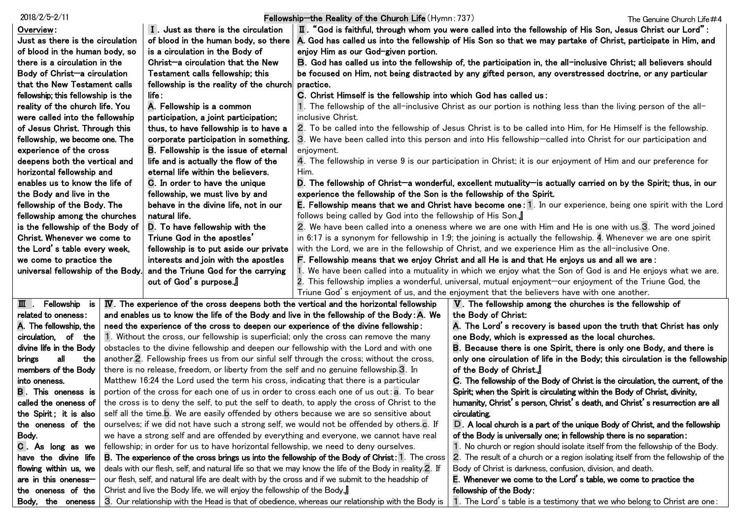2018/2/5-2/11

# Fellowship—the Reality of the Church Life (Hymn: 737)

The Genuine Church Life #4

**Overview:**
Just as there is the circulation of blood in the human body, so there is a circulation in the Body of Christ—a circulation that the New Testament calls fellowship; this fellowship is the reality of the church life. You were called into the fellowship of Jesus Christ. Through this fellowship, we become one. The experience of the cross deepens both the vertical and horizontal fellowship and enables us to know the life of the Body and live in the fellowship of the Body. The fellowship among the churches is the fellowship of the Body of Christ. Whenever we come to the Lord's table every week, we come to practice the universal fellowship of the Body.

## Ⅰ. Just as there is the circulation of blood in the human body, so there is a circulation in the Body of Christ—a circulation that the New Testament calls fellowship; this fellowship is the reality of the church life:

**A. Fellowship is a common participation, a joint participation; thus, to have fellowship is to have a corporate participation in something.**

**B. Fellowship is the issue of eternal life and is actually the flow of the eternal life within the believers.**

**C. In order to have the unique fellowship, we must live by and behave in the divine life, not in our natural life.**

**D. To have fellowship with the Triune God in the apostles' fellowship is to put aside our private interests and join with the apostles and the Triune God for the carrying out of God's purpose.』**

## Ⅱ. "God is faithful, through whom you were called into the fellowship of His Son, Jesus Christ our Lord":

**A. God has called us into the fellowship of His Son so that we may partake of Christ, participate in Him, and enjoy Him as our God-given portion.**

**B. God has called us into the fellowship of, the participation in, the all-inclusive Christ; all believers should be focused on Him, not being distracted by any gifted person, any overstressed doctrine, or any particular practice.**

**C. Christ Himself is the fellowship into which God has called us:**

1. The fellowship of the all-inclusive Christ as our portion is nothing less than the living person of the all-inclusive Christ.
2. To be called into the fellowship of Jesus Christ is to be called into Him, for He Himself is the fellowship.
3. We have been called into this person and into His fellowship—called into Christ for our participation and enjoyment.
4. The fellowship in verse 9 is our participation in Christ; it is our enjoyment of Him and our preference for Him.

**D. The fellowship of Christ—a wonderful, excellent mutuality—is actually carried on by the Spirit; thus, in our experience the fellowship of the Son is the fellowship of the Spirit.**

**E. Fellowship means that we and Christ have become one:** 1. In our experience, being one spirit with the Lord follows being called by God into the fellowship of His Son.』
2. We have been called into a oneness where we are one with Him and He is one with us. 3. The word joined in 6:17 is a synonym for fellowship in 1:9; the joining is actually the fellowship. 4. Whenever we are one spirit with the Lord, we are in the fellowship of Christ, and we experience Him as the all-inclusive One.

**F. Fellowship means that we enjoy Christ and all He is and that He enjoys us and all we are:**

1. We have been called into a mutuality in which we enjoy what the Son of God is and He enjoys what we are.
2. This fellowship implies a wonderful, universal, mutual enjoyment—our enjoyment of the Triune God, the Triune God's enjoyment of us, and the enjoyment that the believers have with one another.

## Ⅲ. Fellowship is related to oneness:

**A. The fellowship, the circulation, of the divine life in the Body brings all the members of the Body into oneness.**

**B. This oneness is called the oneness of the Spirit; it is also the oneness of the Body.**

**C. As long as we have the divine life flowing within us, we are in this oneness—the oneness of the Body, the oneness**

## Ⅳ. The experience of the cross deepens both the vertical and the horizontal fellowship and enables us to know the life of the Body and live in the fellowship of the Body:

**A. We need the experience of the cross to deepen our experience of the divine fellowship:**
1. Without the cross, our fellowship is superficial; only the cross can remove the many obstacles to the divine fellowship and deepen our fellowship with the Lord and with one another. 2. Fellowship frees us from our sinful self through the cross; without the cross, there is no release, freedom, or liberty from the self and no genuine fellowship. 3. In Matthew 16:24 the Lord used the term his cross, indicating that there is a particular portion of the cross for each one of us in order to cross each one of us out: a. To bear the cross is to deny the self, to put the self to death, to apply the cross of Christ to the self all the time. b. We are easily offended by others because we are so sensitive about ourselves; if we did not have such a strong self, we would not be offended by others. c. If we have a strong self and are offended by everything and everyone, we cannot have real fellowship; in order for us to have horizontal fellowship, we need to deny ourselves.

**B. The experience of the cross brings us into the fellowship of the Body of Christ:** 1. The cross deals with our flesh, self, and natural life so that we may know the life of the Body in reality. 2. If our flesh, self, and natural life are dealt with by the cross and if we submit to the headship of Christ and live the Body life, we will enjoy the fellowship of the Body.』
3. Our relationship with the Head is that of obedience, whereas our relationship with the Body is

## Ⅴ. The fellowship among the churches is the fellowship of the Body of Christ:

**A. The Lord's recovery is based upon the truth that Christ has only one Body, which is expressed as the local churches.**

**B. Because there is one Spirit, there is only one Body, and there is only one circulation of life in the Body; this circulation is the fellowship of the Body of Christ.』**

**C. The fellowship of the Body of Christ is the circulation, the current, of the Spirit; when the Spirit is circulating within the Body of Christ, divinity, humanity, Christ's person, Christ's death, and Christ's resurrection are all circulating.**

**D. A local church is a part of the unique Body of Christ, and the fellowship of the Body is universally one; in fellowship there is no separation:**

1. No church or region should isolate itself from the fellowship of the Body.
2. The result of a church or a region isolating itself from the fellowship of the Body of Christ is darkness, confusion, division, and death.

**E. Whenever we come to the Lord's table, we come to practice the fellowship of the Body:**

1. The Lord's table is a testimony that we who belong to Christ are one: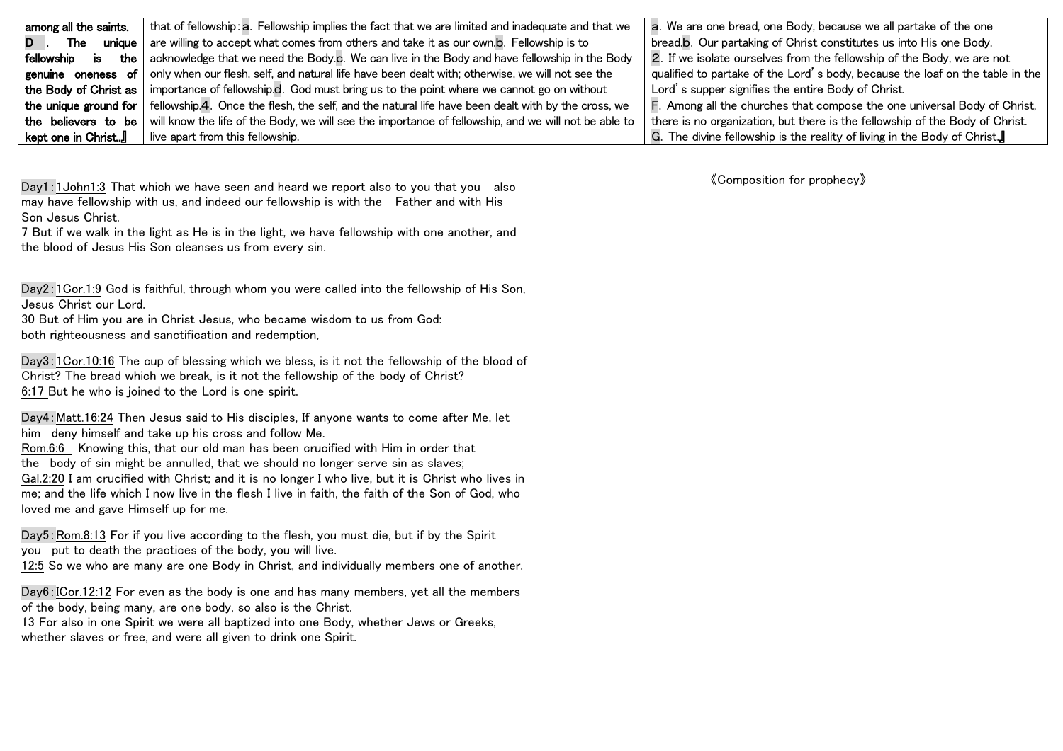| among all the saints. **D . The unique fellowship is the genuine oneness of the Body of Christ as the unique ground for the believers to be kept one in Christ.』** | that of fellowship: a. Fellowship implies the fact that we are limited and inadequate and that we are willing to accept what comes from others and take it as our own. b. Fellowship is to acknowledge that we need the Body. c. We can live in the Body and have fellowship in the Body only when our flesh, self, and natural life have been dealt with; otherwise, we will not see the importance of fellowship. d. God must bring us to the point where we cannot go on without fellowship. 4. Once the flesh, the self, and the natural life have been dealt with by the cross, we will know the life of the Body, we will see the importance of fellowship, and we will not be able to live apart from this fellowship. | a. We are one bread, one Body, because we all partake of the one bread. b. Our partaking of Christ constitutes us into His one Body. 2. If we isolate ourselves from the fellowship of the Body, we are not qualified to partake of the Lord's body, because the loaf on the table in the Lord's supper signifies the entire Body of Christ. F. Among all the churches that compose the one universal Body of Christ, there is no organization, but there is the fellowship of the Body of Christ. G. The divine fellowship is the reality of living in the Body of Christ.』 |
|---|---|---|

Day1: 1John1:3 That which we have seen and heard we report also to you that you also may have fellowship with us, and indeed our fellowship is with the Father and with His Son Jesus Christ.
7 But if we walk in the light as He is in the light, we have fellowship with one another, and the blood of Jesus His Son cleanses us from every sin.

Day2: 1Cor.1:9 God is faithful, through whom you were called into the fellowship of His Son, Jesus Christ our Lord.
30 But of Him you are in Christ Jesus, who became wisdom to us from God: both righteousness and sanctification and redemption,

Day3: 1Cor.10:16 The cup of blessing which we bless, is it not the fellowship of the blood of Christ? The bread which we break, is it not the fellowship of the body of Christ?
6:17 But he who is joined to the Lord is one spirit.

Day4: Matt.16:24 Then Jesus said to His disciples, If anyone wants to come after Me, let him deny himself and take up his cross and follow Me.
Rom.6:6 Knowing this, that our old man has been crucified with Him in order that the body of sin might be annulled, that we should no longer serve sin as slaves;
Gal.2:20 I am crucified with Christ; and it is no longer I who live, but it is Christ who lives in me; and the life which I now live in the flesh I live in faith, the faith of the Son of God, who loved me and gave Himself up for me.

Day5: Rom.8:13 For if you live according to the flesh, you must die, but if by the Spirit you put to death the practices of the body, you will live.
12:5 So we who are many are one Body in Christ, and individually members one of another.

Day6: ICor.12:12 For even as the body is one and has many members, yet all the members of the body, being many, are one body, so also is the Christ.
13 For also in one Spirit we were all baptized into one Body, whether Jews or Greeks, whether slaves or free, and were all given to drink one Spirit.

《Composition for prophecy》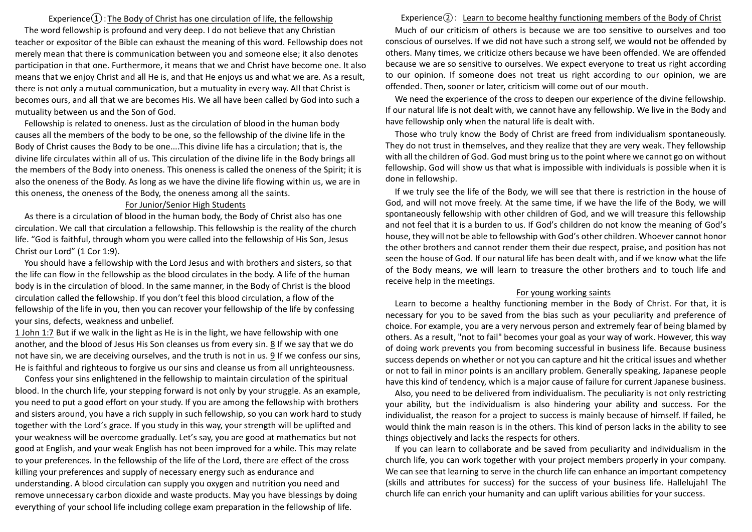## Experience①: The Body of Christ has one circulation of life, the fellowship

The word fellowship is profound and very deep. I do not believe that any Christian teacher or expositor of the Bible can exhaust the meaning of this word. Fellowship does not merely mean that there is communication between you and someone else; it also denotes participation in that one. Furthermore, it means that we and Christ have become one. It also means that we enjoy Christ and all He is, and that He enjoys us and what we are. As a result, there is not only a mutual communication, but a mutuality in every way. All that Christ is becomes ours, and all that we are becomes His. We all have been called by God into such a mutuality between us and the Son of God.

Fellowship is related to oneness. Just as the circulation of blood in the human body causes all the members of the body to be one, so the fellowship of the divine life in the Body of Christ causes the Body to be one....This divine life has a circulation; that is, the divine life circulates within all of us. This circulation of the divine life in the Body brings all the members of the Body into oneness. This oneness is called the oneness of the Spirit; it is also the oneness of the Body. As long as we have the divine life flowing within us, we are in this oneness, the oneness of the Body, the oneness among all the saints.

### For Junior/Senior High Students

As there is a circulation of blood in the human body, the Body of Christ also has one circulation. We call that circulation a fellowship. This fellowship is the reality of the church life. "God is faithful, through whom you were called into the fellowship of His Son, Jesus Christ our Lord" (1 Cor 1:9).

You should have a fellowship with the Lord Jesus and with brothers and sisters, so that the life can flow in the fellowship as the blood circulates in the body. A life of the human body is in the circulation of blood. In the same manner, in the Body of Christ is the blood circulation called the fellowship. If you don't feel this blood circulation, a flow of the fellowship of the life in you, then you can recover your fellowship of the life by confessing your sins, defects, weakness and unbelief.

1 John 1:7 But if we walk in the light as He is in the light, we have fellowship with one another, and the blood of Jesus His Son cleanses us from every sin. 8 If we say that we do not have sin, we are deceiving ourselves, and the truth is not in us. 9 If we confess our sins, He is faithful and righteous to forgive us our sins and cleanse us from all unrighteousness.

Confess your sins enlightened in the fellowship to maintain circulation of the spiritual blood. In the church life, your stepping forward is not only by your struggle. As an example, you need to put a good effort on your study. If you are among the fellowship with brothers and sisters around, you have a rich supply in such fellowship, so you can work hard to study together with the Lord's grace. If you study in this way, your strength will be uplifted and your weakness will be overcome gradually. Let's say, you are good at mathematics but not good at English, and your weak English has not been improved for a while. This may relate to your preferences. In the fellowship of the life of the Lord, there are effect of the cross killing your preferences and supply of necessary energy such as endurance and understanding. A blood circulation can supply you oxygen and nutrition you need and remove unnecessary carbon dioxide and waste products. May you have blessings by doing everything of your school life including college exam preparation in the fellowship of life.

## Experience②: Learn to become healthy functioning members of the Body of Christ

Much of our criticism of others is because we are too sensitive to ourselves and too conscious of ourselves. If we did not have such a strong self, we would not be offended by others. Many times, we criticize others because we have been offended. We are offended because we are so sensitive to ourselves. We expect everyone to treat us right according to our opinion. If someone does not treat us right according to our opinion, we are offended. Then, sooner or later, criticism will come out of our mouth.

We need the experience of the cross to deepen our experience of the divine fellowship. If our natural life is not dealt with, we cannot have any fellowship. We live in the Body and have fellowship only when the natural life is dealt with.

Those who truly know the Body of Christ are freed from individualism spontaneously. They do not trust in themselves, and they realize that they are very weak. They fellowship with all the children of God. God must bring us to the point where we cannot go on without fellowship. God will show us that what is impossible with individuals is possible when it is done in fellowship.

If we truly see the life of the Body, we will see that there is restriction in the house of God, and will not move freely. At the same time, if we have the life of the Body, we will spontaneously fellowship with other children of God, and we will treasure this fellowship and not feel that it is a burden to us. If God's children do not know the meaning of God's house, they will not be able to fellowship with God's other children. Whoever cannot honor the other brothers and cannot render them their due respect, praise, and position has not seen the house of God. If our natural life has been dealt with, and if we know what the life of the Body means, we will learn to treasure the other brothers and to touch life and receive help in the meetings.

### For young working saints

Learn to become a healthy functioning member in the Body of Christ. For that, it is necessary for you to be saved from the bias such as your peculiarity and preference of choice. For example, you are a very nervous person and extremely fear of being blamed by others. As a result, "not to fail" becomes your goal as your way of work. However, this way of doing work prevents you from becoming successful in business life. Because business success depends on whether or not you can capture and hit the critical issues and whether or not to fail in minor points is an ancillary problem. Generally speaking, Japanese people have this kind of tendency, which is a major cause of failure for current Japanese business.

Also, you need to be delivered from individualism. The peculiarity is not only restricting your ability, but the individualism is also hindering your ability and success. For the individualist, the reason for a project to success is mainly because of himself. If failed, he would think the main reason is in the others. This kind of person lacks in the ability to see things objectively and lacks the respects for others.

If you can learn to collaborate and be saved from peculiarity and individualism in the church life, you can work together with your project members properly in your company. We can see that learning to serve in the church life can enhance an important competency (skills and attributes for success) for the success of your business life. Hallelujah! The church life can enrich your humanity and can uplift various abilities for your success.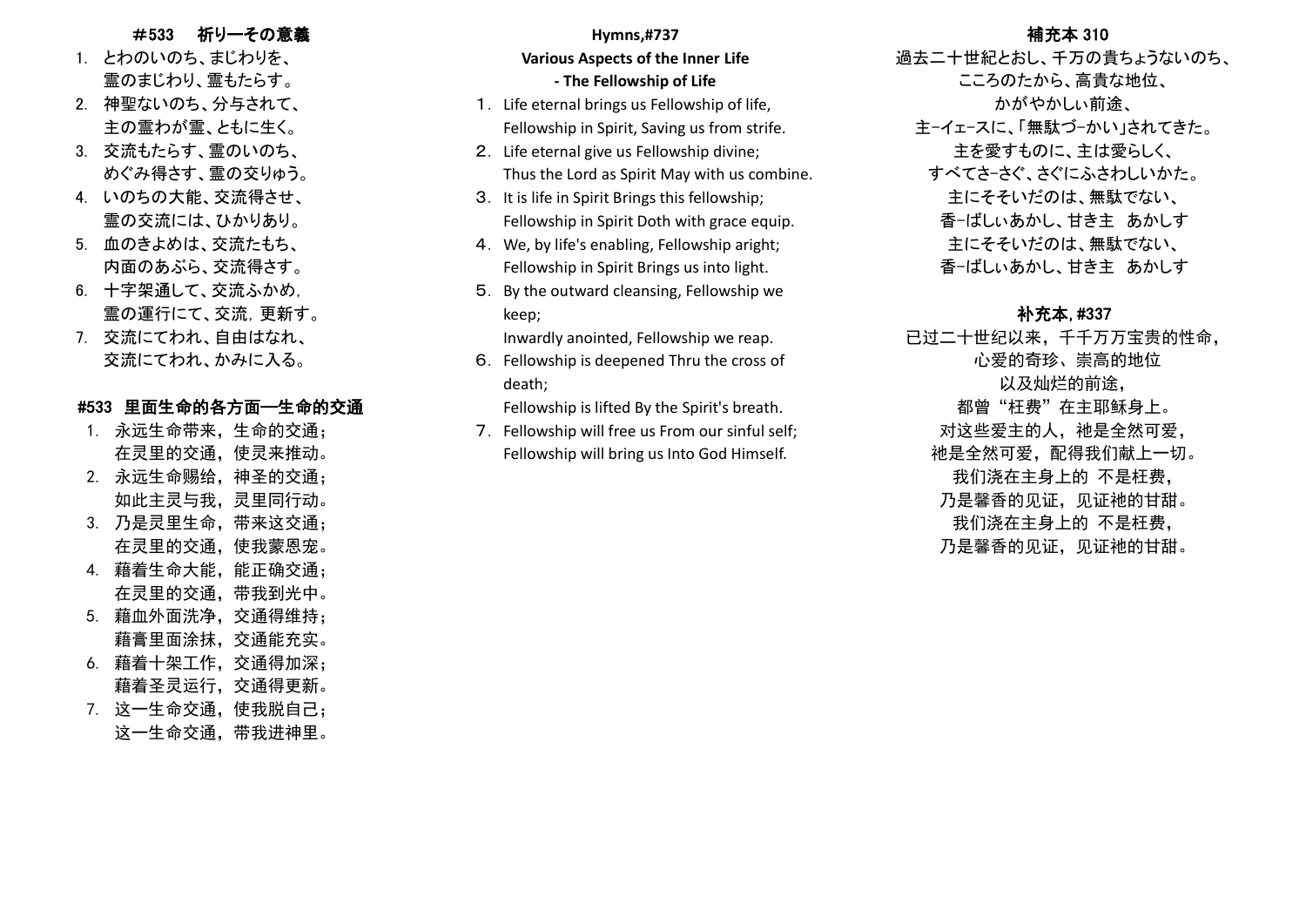### ＃533　祈りーその意義

1. とわのいのち、まじわりを、
   霊のまじわり、霊もたらす。
2. 神聖ないのち、分与されて、
   主の霊わが霊、ともに生く。
3. 交流もたらす、霊のいのち、
   めぐみ得さす、霊の交りゅう。
4. いのちの大能、交流得させ、
   霊の交流には、ひかりあり。
5. 血のきよめは、交流たもち、
   内面のあぶら、交流得さす。
6. 十字架通して、交流ふかめ,
   霊の運行にて、交流，更新す。
7. 交流にてわれ、自由はなれ、
   交流にてわれ、かみに入る。

### #533 里面生命的各方面—生命的交通

1. 永远生命带来，生命的交通；
   在灵里的交通，使灵来推动。
2. 永远生命赐给，神圣的交通；
   如此主灵与我，灵里同行动。
3. 乃是灵里生命，带来这交通；
   在灵里的交通，使我蒙恩宠。
4. 藉着生命大能，能正确交通；
   在灵里的交通，带我到光中。
5. 藉血外面洗净，交通得维持；
   藉膏里面涂抹，交通能充实。
6. 藉着十架工作，交通得加深；
   藉着圣灵运行，交通得更新。
7. 这一生命交通，使我脱自己；
   这一生命交通，带我进神里。

### Hymns,#737
### Various Aspects of the Inner Life
### - The Fellowship of Life

1. Life eternal brings us Fellowship of life,
   Fellowship in Spirit, Saving us from strife.
2. Life eternal give us Fellowship divine;
   Thus the Lord as Spirit May with us combine.
3. It is life in Spirit Brings this fellowship;
   Fellowship in Spirit Doth with grace equip.
4. We, by life's enabling, Fellowship aright;
   Fellowship in Spirit Brings us into light.
5. By the outward cleansing, Fellowship we keep;
   Inwardly anointed, Fellowship we reap.
6. Fellowship is deepened Thru the cross of death;
   Fellowship is lifted By the Spirit's breath.
7. Fellowship will free us From our sinful self;
   Fellowship will bring us Into God Himself.

### 補充本 310

過去二十世紀とおし、千万の貴ちょうないのち、
こころのたから、高貴な地位、
かがやかしい前途、
主−イェ−スに、「無駄づ−かい」されてきた。
主を愛するものに、主は愛らしく、
すべてさ−さぐ、さぐにふさわしいかた。
主にそそいだのは、無駄でない、
香−ばしいあかし、甘き主　あかしす
主にそそいだのは、無駄でない、
香−ばしいあかし、甘き主　あかしす

### 补充本, #337

已过二十世纪以来，千千万万宝贵的性命，
心爱的奇珍、崇高的地位
以及灿烂的前途，
都曾“枉费”在主耶稣身上。
对这些爱主的人，祂是全然可爱，
祂是全然可爱，配得我们献上一切。
我们浇在主身上的 不是枉费，
乃是馨香的见证，见证祂的甘甜。
我们浇在主身上的 不是枉费，
乃是馨香的见证，见证祂的甘甜。